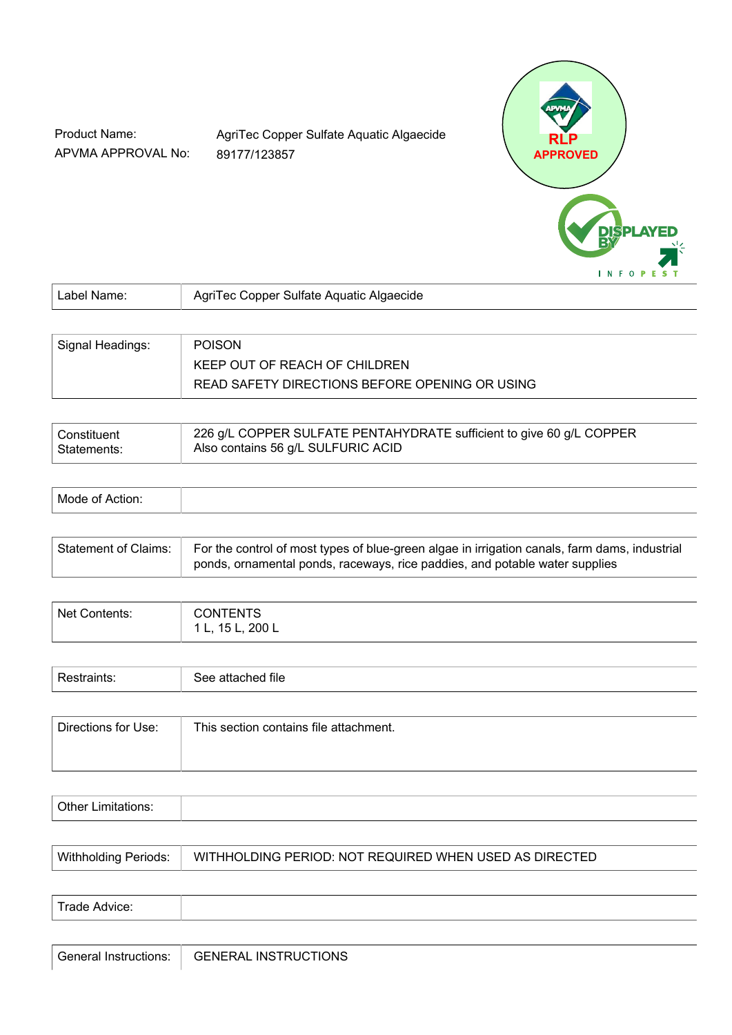Product Name: AgriTec Copper Sulfate Aquatic Algaecide

APVMA APPROVAL No: 89177/123857

RLP APPROVED

DISPLAYED BY INFOPEST

| Label Name: | AgriTec Copper Sulfate Aquatic Algaecide |
|---|---|

| Signal Headings: | POISON<br>KEEP OUT OF REACH OF CHILDREN<br>READ SAFETY DIRECTIONS BEFORE OPENING OR USING |
|---|---|

| Constituent Statements: | 226 g/L COPPER SULFATE PENTAHYDRATE sufficient to give 60 g/L COPPER<br>Also contains 56 g/L SULFURIC ACID |
|---|---|

| Mode of Action: | |
|---|---|

| Statement of Claims: | For the control of most types of blue-green algae in irrigation canals, farm dams, industrial ponds, ornamental ponds, raceways, rice paddies, and potable water supplies |
|---|---|

| Net Contents: | CONTENTS<br>1 L, 15 L, 200 L |
|---|---|

| Restraints: | See attached file |
|---|---|

| Directions for Use: | This section contains file attachment. |
|---|---|

| Other Limitations: | |
|---|---|

| Withholding Periods: | WITHHOLDING PERIOD: NOT REQUIRED WHEN USED AS DIRECTED |
|---|---|

| Trade Advice: | |
|---|---|

| General Instructions: | GENERAL INSTRUCTIONS |
|---|---|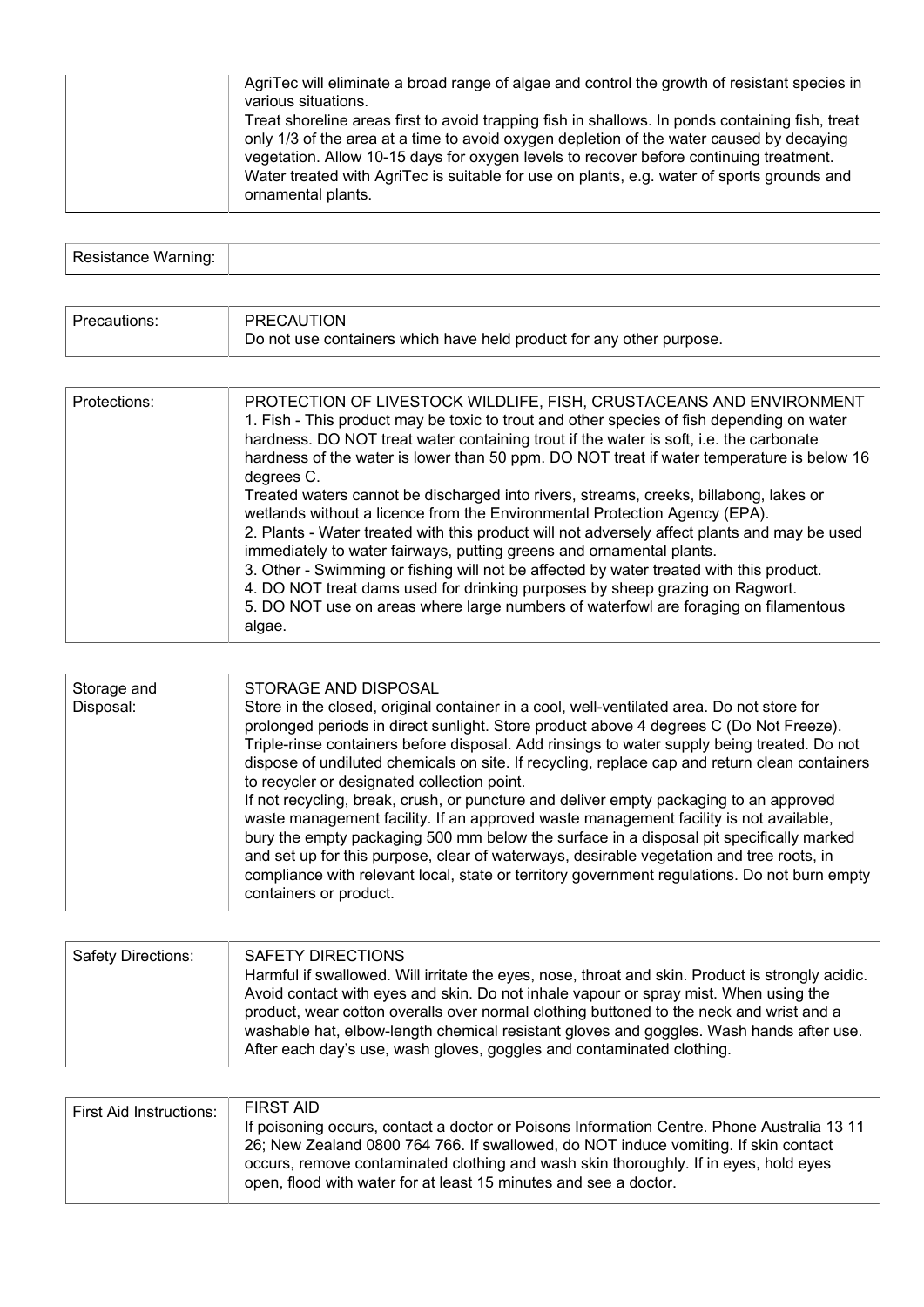| | |
|---|---|
| | AgriTec will eliminate a broad range of algae and control the growth of resistant species in various situations.<br>Treat shoreline areas first to avoid trapping fish in shallows. In ponds containing fish, treat only 1/3 of the area at a time to avoid oxygen depletion of the water caused by decaying vegetation. Allow 10-15 days for oxygen levels to recover before continuing treatment.<br>Water treated with AgriTec is suitable for use on plants, e.g. water of sports grounds and ornamental plants. |

| | |
|---|---|
| Resistance Warning: | |

| | |
|---|---|
| Precautions: | PRECAUTION<br>Do not use containers which have held product for any other purpose. |

| | |
|---|---|
| Protections: | PROTECTION OF LIVESTOCK WILDLIFE, FISH, CRUSTACEANS AND ENVIRONMENT<br>1. Fish - This product may be toxic to trout and other species of fish depending on water hardness. DO NOT treat water containing trout if the water is soft, i.e. the carbonate hardness of the water is lower than 50 ppm. DO NOT treat if water temperature is below 16 degrees C.<br>Treated waters cannot be discharged into rivers, streams, creeks, billabong, lakes or wetlands without a licence from the Environmental Protection Agency (EPA).<br>2. Plants - Water treated with this product will not adversely affect plants and may be used immediately to water fairways, putting greens and ornamental plants.<br>3. Other - Swimming or fishing will not be affected by water treated with this product.<br>4. DO NOT treat dams used for drinking purposes by sheep grazing on Ragwort.<br>5. DO NOT use on areas where large numbers of waterfowl are foraging on filamentous algae. |

| | |
|---|---|
| Storage and Disposal: | STORAGE AND DISPOSAL<br>Store in the closed, original container in a cool, well-ventilated area. Do not store for prolonged periods in direct sunlight. Store product above 4 degrees C (Do Not Freeze). Triple-rinse containers before disposal. Add rinsings to water supply being treated. Do not dispose of undiluted chemicals on site. If recycling, replace cap and return clean containers to recycler or designated collection point.<br>If not recycling, break, crush, or puncture and deliver empty packaging to an approved waste management facility. If an approved waste management facility is not available, bury the empty packaging 500 mm below the surface in a disposal pit specifically marked and set up for this purpose, clear of waterways, desirable vegetation and tree roots, in compliance with relevant local, state or territory government regulations. Do not burn empty containers or product. |

| | |
|---|---|
| Safety Directions: | SAFETY DIRECTIONS<br>Harmful if swallowed. Will irritate the eyes, nose, throat and skin. Product is strongly acidic. Avoid contact with eyes and skin. Do not inhale vapour or spray mist. When using the product, wear cotton overalls over normal clothing buttoned to the neck and wrist and a washable hat, elbow-length chemical resistant gloves and goggles. Wash hands after use. After each day's use, wash gloves, goggles and contaminated clothing. |

| | |
|---|---|
| First Aid Instructions: | FIRST AID<br>If poisoning occurs, contact a doctor or Poisons Information Centre. Phone Australia 13 11 26; New Zealand 0800 764 766. If swallowed, do NOT induce vomiting. If skin contact occurs, remove contaminated clothing and wash skin thoroughly. If in eyes, hold eyes open, flood with water for at least 15 minutes and see a doctor. |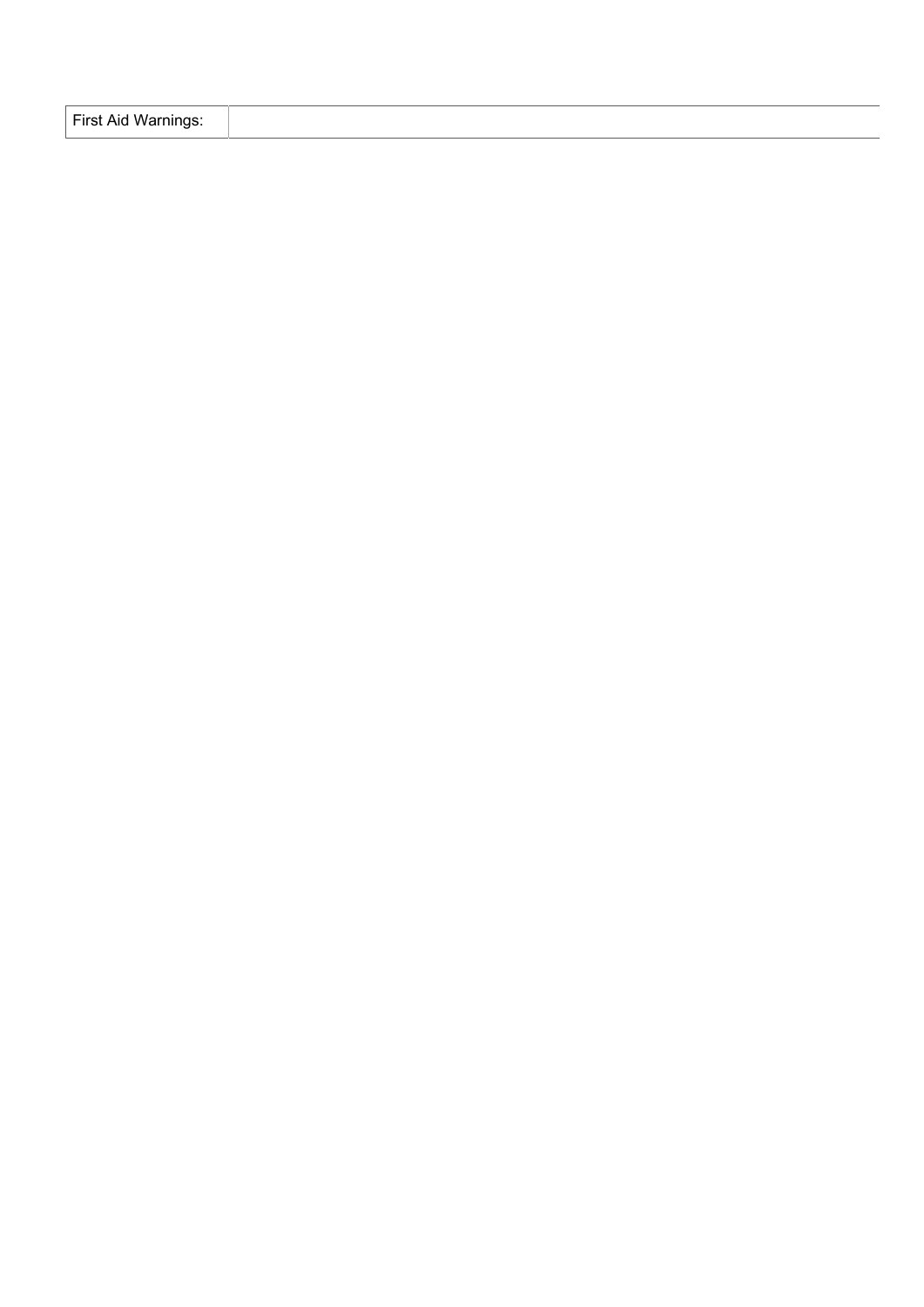| First Aid Warnings: | |
| --- | --- |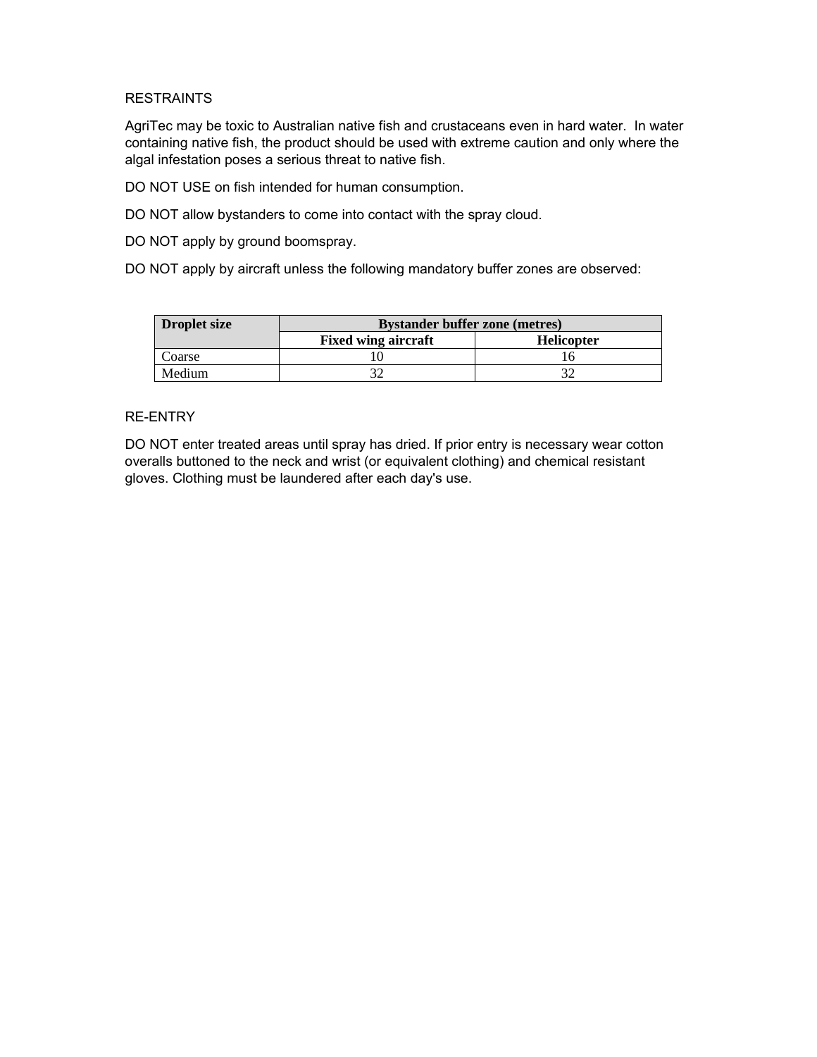## RESTRAINTS

AgriTec may be toxic to Australian native fish and crustaceans even in hard water. In water containing native fish, the product should be used with extreme caution and only where the algal infestation poses a serious threat to native fish.

DO NOT USE on fish intended for human consumption.

DO NOT allow bystanders to come into contact with the spray cloud.

DO NOT apply by ground boomspray.

DO NOT apply by aircraft unless the following mandatory buffer zones are observed:

| **Droplet size** | **Bystander buffer zone (metres)** | |
|---|---|---|
| | **Fixed wing aircraft** | **Helicopter** |
| Coarse | 10 | 16 |
| Medium | 32 | 32 |

## RE-ENTRY

DO NOT enter treated areas until spray has dried. If prior entry is necessary wear cotton overalls buttoned to the neck and wrist (or equivalent clothing) and chemical resistant gloves. Clothing must be laundered after each day's use.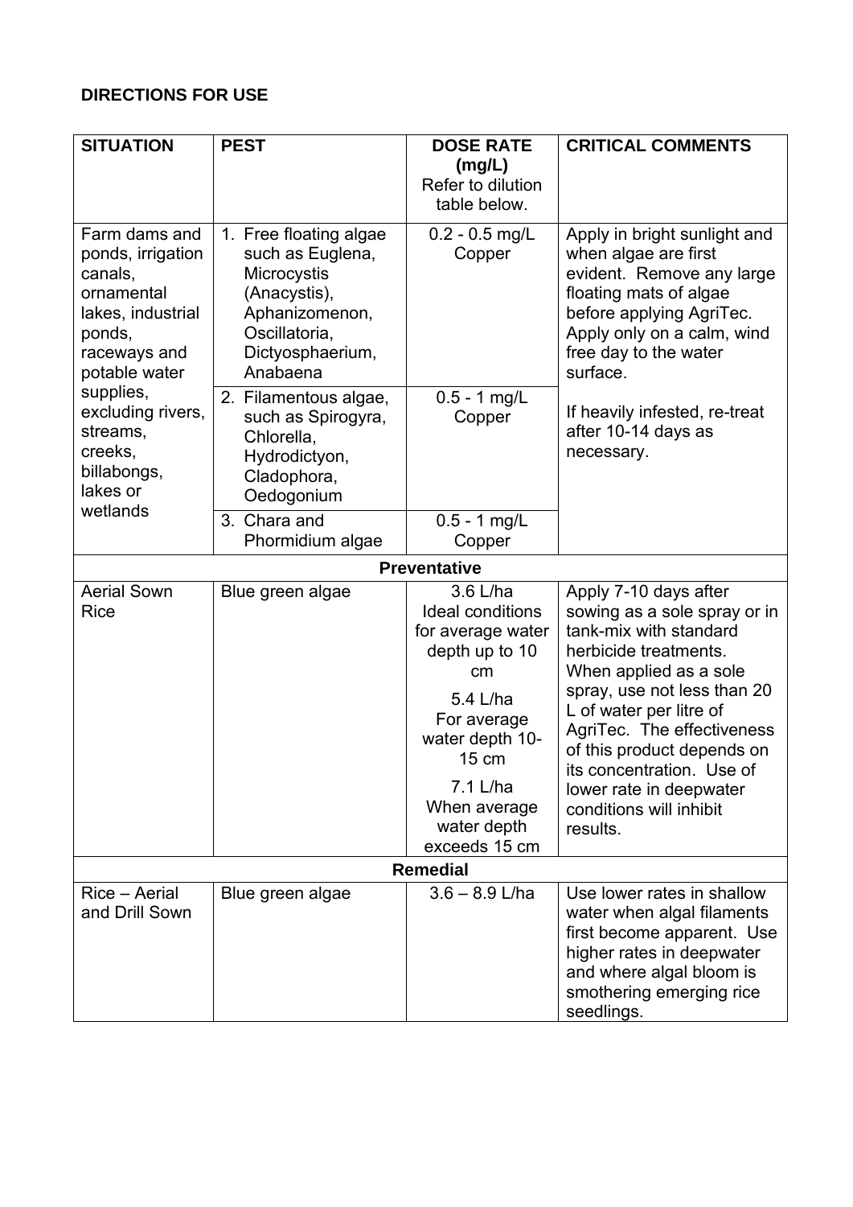**DIRECTIONS FOR USE**

| SITUATION | PEST | DOSE RATE (mg/L) Refer to dilution table below. | CRITICAL COMMENTS |
|---|---|---|---|
| Farm dams and ponds, irrigation canals, ornamental lakes, industrial ponds, raceways and potable water supplies, excluding rivers, streams, creeks, billabongs, lakes or wetlands | 1. Free floating algae such as Euglena, Microcystis (Anacystis), Aphanizomenon, Oscillatoria, Dictyosphaerium, Anabaena | 0.2 - 0.5 mg/L Copper | Apply in bright sunlight and when algae are first evident. Remove any large floating mats of algae before applying AgriTec. Apply only on a calm, wind free day to the water surface.<br><br>If heavily infested, re-treat after 10-14 days as necessary. |
| | 2. Filamentous algae, such as Spirogyra, Chlorella, Hydrodictyon, Cladophora, Oedogonium | 0.5 - 1 mg/L Copper | |
| | 3. Chara and Phormidium algae | 0.5 - 1 mg/L Copper | |
| **Preventative** | | | |
| Aerial Sown Rice | Blue green algae | 3.6 L/ha Ideal conditions for average water depth up to 10 cm<br><br>5.4 L/ha For average water depth 10-15 cm<br><br>7.1 L/ha When average water depth exceeds 15 cm | Apply 7-10 days after sowing as a sole spray or in tank-mix with standard herbicide treatments. When applied as a sole spray, use not less than 20 L of water per litre of AgriTec. The effectiveness of this product depends on its concentration. Use of lower rate in deepwater conditions will inhibit results. |
| **Remedial** | | | |
| Rice – Aerial and Drill Sown | Blue green algae | 3.6 – 8.9 L/ha | Use lower rates in shallow water when algal filaments first become apparent. Use higher rates in deepwater and where algal bloom is smothering emerging rice seedlings. |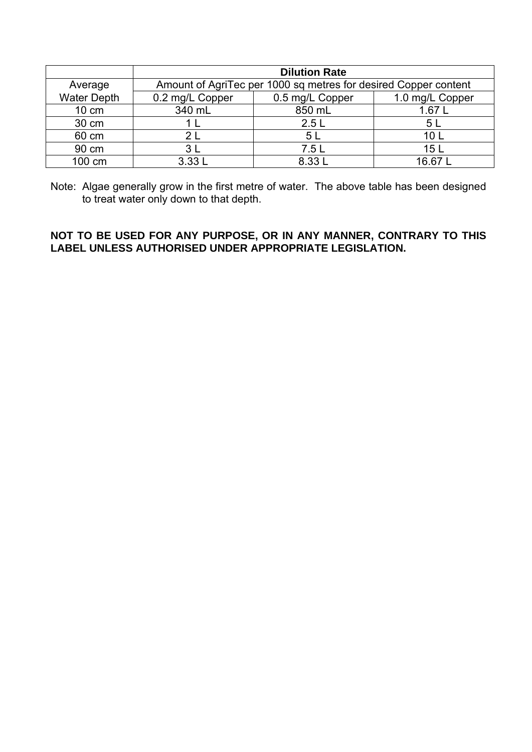| | Dilution Rate | | |
|---|---|---|---|
| Average | Amount of AgriTec per 1000 sq metres for desired Copper content | | |
| Water Depth | 0.2 mg/L Copper | 0.5 mg/L Copper | 1.0 mg/L Copper |
| 10 cm | 340 mL | 850 mL | 1.67 L |
| 30 cm | 1 L | 2.5 L | 5 L |
| 60 cm | 2 L | 5 L | 10 L |
| 90 cm | 3 L | 7.5 L | 15 L |
| 100 cm | 3.33 L | 8.33 L | 16.67 L |

Note: Algae generally grow in the first metre of water. The above table has been designed to treat water only down to that depth.

**NOT TO BE USED FOR ANY PURPOSE, OR IN ANY MANNER, CONTRARY TO THIS LABEL UNLESS AUTHORISED UNDER APPROPRIATE LEGISLATION.**